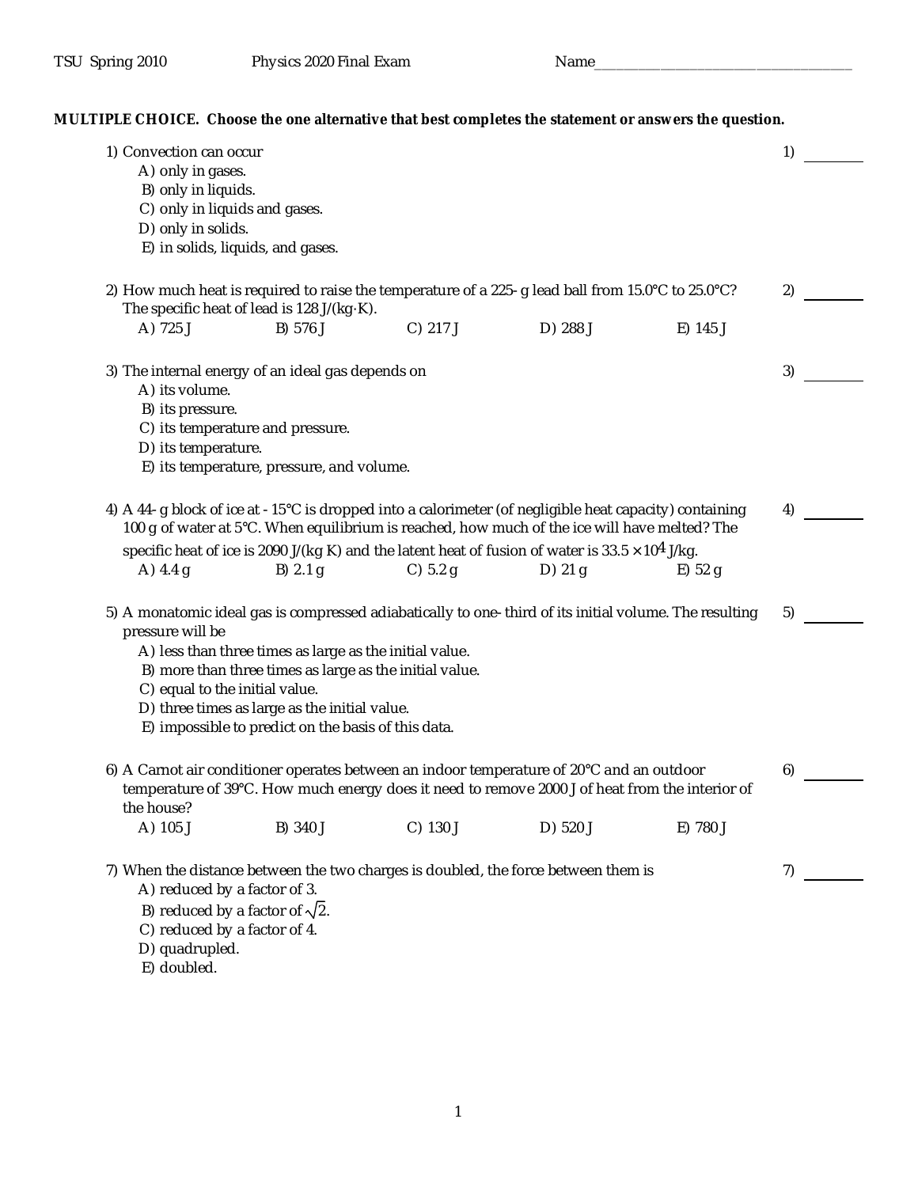TSU Spring 2010 Physics 2020 Final Exam Name_________________________

**MULTIPLE CHOICE. Choose the one alternative that best completes the statement or answers the question.**

1) Convection can occur

A) only in gases.
B) only in liquids.
C) only in liquids and gases.
D) only in solids.
E) in solids, liquids, and gases.

1) ________

2) How much heat is required to raise the temperature of a 225-g lead ball from 15.0°C to 25.0°C? The specific heat of lead is 128 J/(kg·K).

A) 725 J B) 576 J C) 217 J D) 288 J E) 145 J

2) ________

3) The internal energy of an ideal gas depends on

A) its volume.
B) its pressure.
C) its temperature and pressure.
D) its temperature.
E) its temperature, pressure, and volume.

3) ________

4) A 44-g block of ice at -15°C is dropped into a calorimeter (of negligible heat capacity) containing 100 g of water at 5°C. When equilibrium is reached, how much of the ice will have melted? The specific heat of ice is 2090 J/(kg K) and the latent heat of fusion of water is $33.5 \times 10^4$ J/kg.

A) 4.4 g B) 2.1 g C) 5.2 g D) 21 g E) 52 g

4) ________

5) A monatomic ideal gas is compressed adiabatically to one-third of its initial volume. The resulting pressure will be

A) less than three times as large as the initial value.
B) more than three times as large as the initial value.
C) equal to the initial value.
D) three times as large as the initial value.
E) impossible to predict on the basis of this data.

5) ________

6) A Carnot air conditioner operates between an indoor temperature of 20°C and an outdoor temperature of 39°C. How much energy does it need to remove 2000 J of heat from the interior of the house?

A) 105 J B) 340 J C) 130 J D) 520 J E) 780 J

6) ________

7) When the distance between the two charges is doubled, the force between them is

A) reduced by a factor of 3.
B) reduced by a factor of $\sqrt{2}$.
C) reduced by a factor of 4.
D) quadrupled.
E) doubled.

7) ________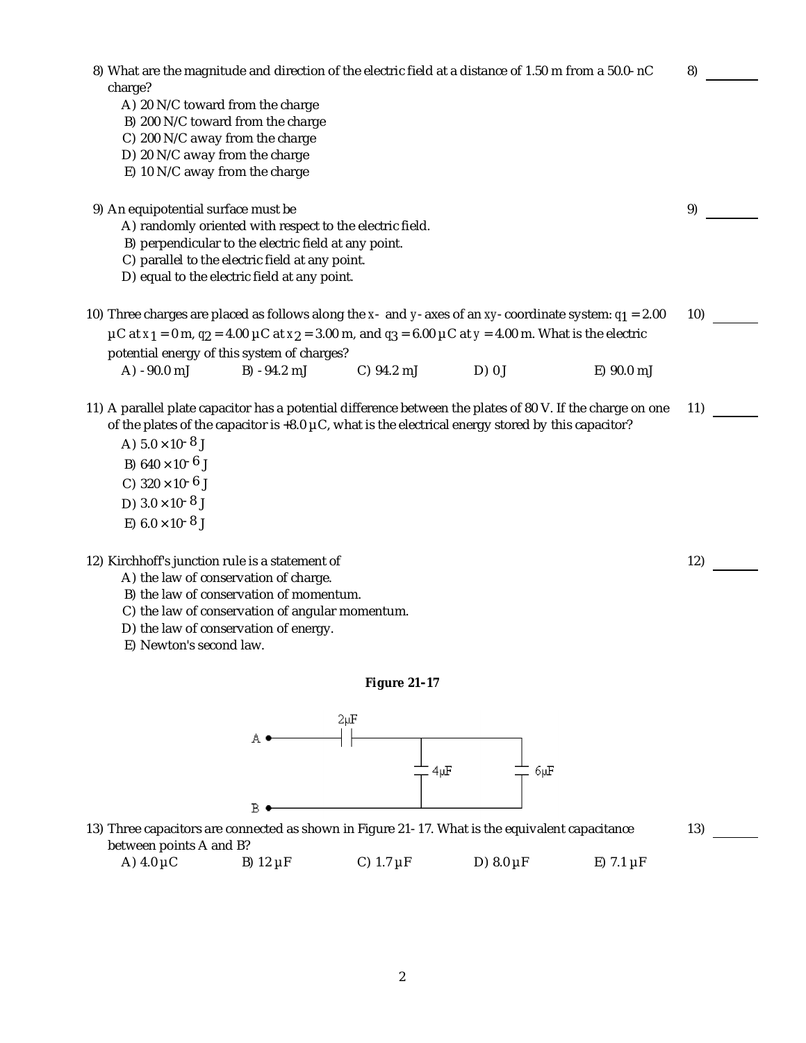8) What are the magnitude and direction of the electric field at a distance of 1.50 m from a 50.0-nC charge?

A) 20 N/C toward from the charge
B) 200 N/C toward from the charge
C) 200 N/C away from the charge
D) 20 N/C away from the charge
E) 10 N/C away from the charge

9) An equipotential surface must be

A) randomly oriented with respect to the electric field.
B) perpendicular to the electric field at any point.
C) parallel to the electric field at any point.
D) equal to the electric field at any point.

10) Three charges are placed as follows along the $x$- and $y$-axes of an $xy$-coordinate system: $q_1 = 2.00$ μC at $x_1 = 0$ m, $q_2 = 4.00$ μC at $x_2 = 3.00$ m, and $q_3 = 6.00$ μC at $y = 4.00$ m. What is the electric potential energy of this system of charges?

A) - 90.0 mJ    B) - 94.2 mJ    C) 94.2 mJ    D) 0 J    E) 90.0 mJ

11) A parallel plate capacitor has a potential difference between the plates of 80 V. If the charge on one of the plates of the capacitor is +8.0 μC, what is the electrical energy stored by this capacitor?

A) $5.0 \times 10^{-8}$ J
B) $640 \times 10^{-6}$ J
C) $320 \times 10^{-6}$ J
D) $3.0 \times 10^{-8}$ J
E) $6.0 \times 10^{-8}$ J

12) Kirchhoff's junction rule is a statement of

A) the law of conservation of charge.
B) the law of conservation of momentum.
C) the law of conservation of angular momentum.
D) the law of conservation of energy.
E) Newton's second law.

**Figure 21-17**

13) Three capacitors are connected as shown in Figure 21-17. What is the equivalent capacitance between points A and B?

A) 4.0 μC    B) 12 μF    C) 1.7 μF    D) 8.0 μF    E) 7.1 μF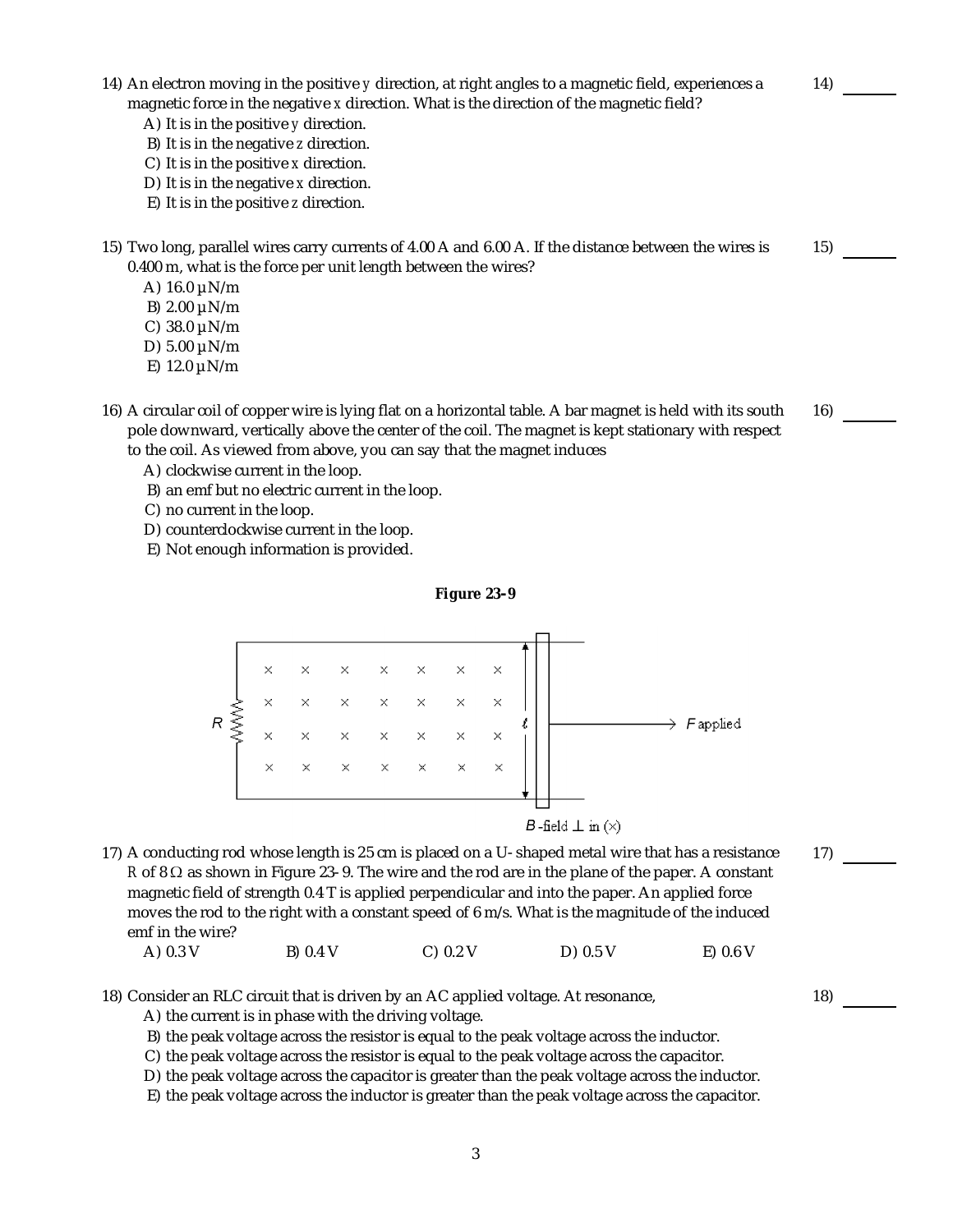14) An electron moving in the positive $y$ direction, at right angles to a magnetic field, experiences a magnetic force in the negative $x$ direction. What is the direction of the magnetic field?

14) _______

A) It is in the positive $y$ direction.
B) It is in the negative $z$ direction.
C) It is in the positive $x$ direction.
D) It is in the negative $x$ direction.
E) It is in the positive $z$ direction.

15) Two long, parallel wires carry currents of 4.00 A and 6.00 A. If the distance between the wires is 0.400 m, what is the force per unit length between the wires?

15) _______

A) 16.0 μN/m
B) 2.00 μN/m
C) 38.0 μN/m
D) 5.00 μN/m
E) 12.0 μN/m

16) A circular coil of copper wire is lying flat on a horizontal table. A bar magnet is held with its south pole downward, vertically above the center of the coil. The magnet is kept stationary with respect to the coil. As viewed from above, you can say that the magnet induces

16) _______

A) clockwise current in the loop.
B) an emf but no electric current in the loop.
C) no current in the loop.
D) counterclockwise current in the loop.
E) Not enough information is provided.

**Figure 23-9**

$B$-field ⊥ in (×)

17) A conducting rod whose length is 25 cm is placed on a U-shaped metal wire that has a resistance $R$ of 8 Ω as shown in Figure 23-9. The wire and the rod are in the plane of the paper. A constant magnetic field of strength 0.4 T is applied perpendicular and into the paper. An applied force moves the rod to the right with a constant speed of 6 m/s. What is the magnitude of the induced emf in the wire?

17) _______

A) 0.3 V
B) 0.4 V
C) 0.2 V
D) 0.5 V
E) 0.6 V

18) Consider an RLC circuit that is driven by an AC applied voltage. At resonance,

18) _______

A) the current is in phase with the driving voltage.
B) the peak voltage across the resistor is equal to the peak voltage across the inductor.
C) the peak voltage across the resistor is equal to the peak voltage across the capacitor.
D) the peak voltage across the capacitor is greater than the peak voltage across the inductor.
E) the peak voltage across the inductor is greater than the peak voltage across the capacitor.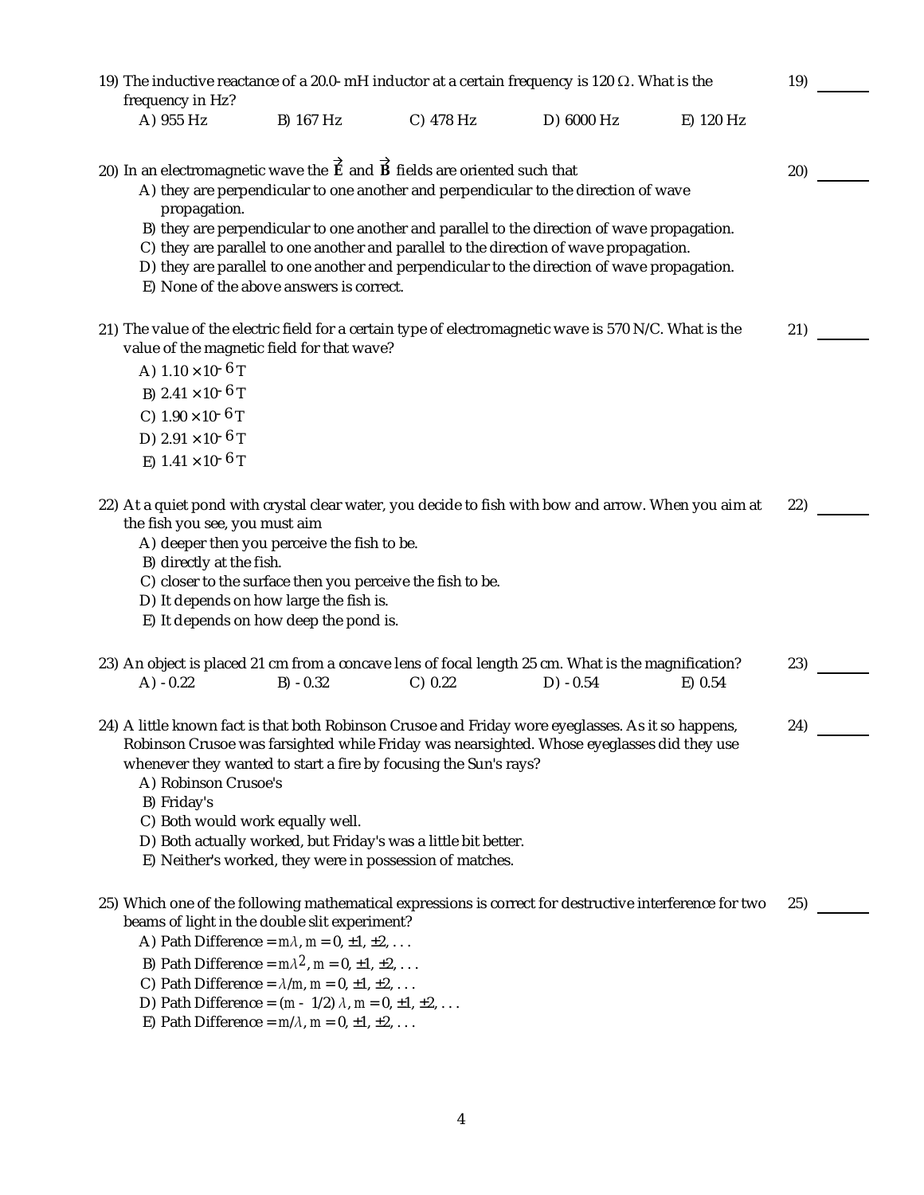19) The inductive reactance of a 20.0- mH inductor at a certain frequency is 120 $\Omega$. What is the frequency in Hz?

A) 955 Hz B) 167 Hz C) 478 Hz D) 6000 Hz E) 120 Hz

19) _______

20) In an electromagnetic wave the $\vec{E}$ and $\vec{B}$ fields are oriented such that

A) they are perpendicular to one another and perpendicular to the direction of wave propagation.
B) they are perpendicular to one another and parallel to the direction of wave propagation.
C) they are parallel to one another and parallel to the direction of wave propagation.
D) they are parallel to one another and perpendicular to the direction of wave propagation.
E) None of the above answers is correct.

20) _______

21) The value of the electric field for a certain type of electromagnetic wave is 570 N/C. What is the value of the magnetic field for that wave?

A) $1.10 \times 10^{-6}$ T
B) $2.41 \times 10^{-6}$ T
C) $1.90 \times 10^{-6}$ T
D) $2.91 \times 10^{-6}$ T
E) $1.41 \times 10^{-6}$ T

21) _______

22) At a quiet pond with crystal clear water, you decide to fish with bow and arrow. When you aim at the fish you see, you must aim

A) deeper then you perceive the fish to be.
B) directly at the fish.
C) closer to the surface then you perceive the fish to be.
D) It depends on how large the fish is.
E) It depends on how deep the pond is.

22) _______

23) An object is placed 21 cm from a concave lens of focal length 25 cm. What is the magnification?

A) - 0.22 B) - 0.32 C) 0.22 D) - 0.54 E) 0.54

23) _______

24) A little known fact is that both Robinson Crusoe and Friday wore eyeglasses. As it so happens, Robinson Crusoe was farsighted while Friday was nearsighted. Whose eyeglasses did they use whenever they wanted to start a fire by focusing the Sun's rays?

A) Robinson Crusoe's
B) Friday's
C) Both would work equally well.
D) Both actually worked, but Friday's was a little bit better.
E) Neither's worked, they were in possession of matches.

24) _______

25) Which one of the following mathematical expressions is correct for destructive interference for two beams of light in the double slit experiment?

A) Path Difference = $m\lambda$, $m = 0, \pm1, \pm2, \ldots$
B) Path Difference = $m\lambda^2$, $m = 0, \pm1, \pm2, \ldots$
C) Path Difference = $\lambda/m$, $m = 0, \pm1, \pm2, \ldots$
D) Path Difference = $(m - 1/2)\,\lambda$, $m = 0, \pm1, \pm2, \ldots$
E) Path Difference = $m/\lambda$, $m = 0, \pm1, \pm2, \ldots$

25) _______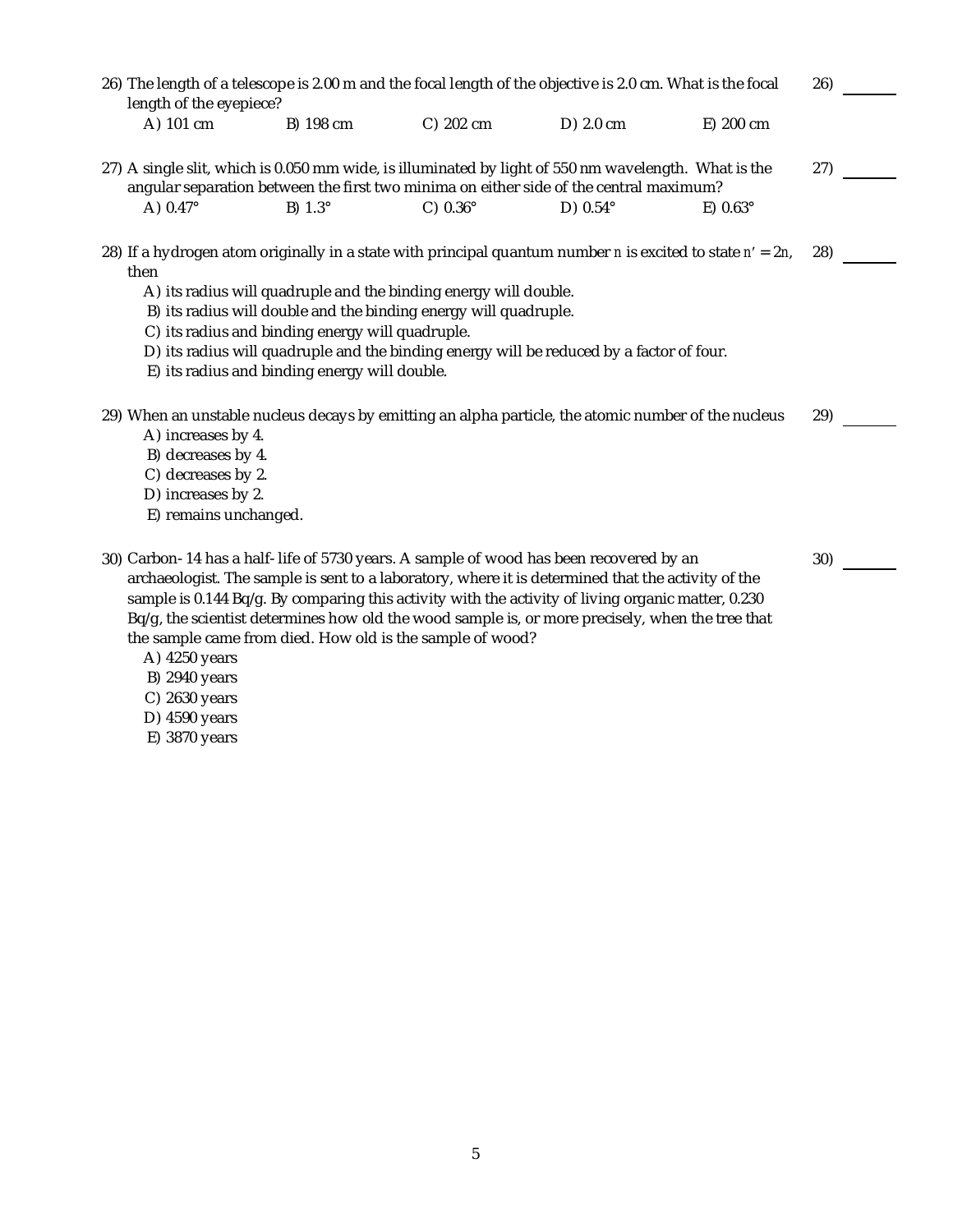26) The length of a telescope is 2.00 m and the focal length of the objective is 2.0 cm. What is the focal length of the eyepiece?

A) 101 cm B) 198 cm C) 202 cm D) 2.0 cm E) 200 cm

27) A single slit, which is 0.050 mm wide, is illuminated by light of 550 nm wavelength. What is the angular separation between the first two minima on either side of the central maximum?

A) 0.47° B) 1.3° C) 0.36° D) 0.54° E) 0.63°

28) If a hydrogen atom originally in a state with principal quantum number $n$ is excited to state $n' = 2n$, then

A) its radius will quadruple and the binding energy will double.
B) its radius will double and the binding energy will quadruple.
C) its radius and binding energy will quadruple.
D) its radius will quadruple and the binding energy will be reduced by a factor of four.
E) its radius and binding energy will double.

29) When an unstable nucleus decays by emitting an alpha particle, the atomic number of the nucleus

A) increases by 4.
B) decreases by 4.
C) decreases by 2.
D) increases by 2.
E) remains unchanged.

30) Carbon-14 has a half-life of 5730 years. A sample of wood has been recovered by an archaeologist. The sample is sent to a laboratory, where it is determined that the activity of the sample is 0.144 Bq/g. By comparing this activity with the activity of living organic matter, 0.230 Bq/g, the scientist determines how old the wood sample is, or more precisely, when the tree that the sample came from died. How old is the sample of wood?

A) 4250 years
B) 2940 years
C) 2630 years
D) 4590 years
E) 3870 years